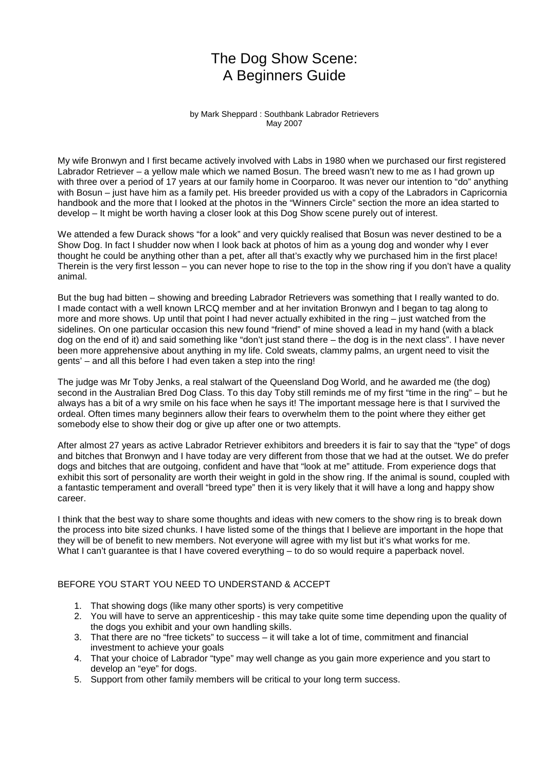# The Dog Show Scene:
# A Beginners Guide

by Mark Sheppard : Southbank Labrador Retrievers
May 2007

My wife Bronwyn and I first became actively involved with Labs in 1980 when we purchased our first registered Labrador Retriever – a yellow male which we named Bosun. The breed wasn't new to me as I had grown up with three over a period of 17 years at our family home in Coorparoo. It was never our intention to "do" anything with Bosun – just have him as a family pet. His breeder provided us with a copy of the Labradors in Capricornia handbook and the more that I looked at the photos in the "Winners Circle" section the more an idea started to develop – It might be worth having a closer look at this Dog Show scene purely out of interest.

We attended a few Durack shows "for a look" and very quickly realised that Bosun was never destined to be a Show Dog. In fact I shudder now when I look back at photos of him as a young dog and wonder why I ever thought he could be anything other than a pet, after all that's exactly why we purchased him in the first place! Therein is the very first lesson – you can never hope to rise to the top in the show ring if you don't have a quality animal.

But the bug had bitten – showing and breeding Labrador Retrievers was something that I really wanted to do. I made contact with a well known LRCQ member and at her invitation Bronwyn and I began to tag along to more and more shows. Up until that point I had never actually exhibited in the ring – just watched from the sidelines. On one particular occasion this new found "friend" of mine shoved a lead in my hand (with a black dog on the end of it) and said something like "don't just stand there – the dog is in the next class". I have never been more apprehensive about anything in my life. Cold sweats, clammy palms, an urgent need to visit the gents' – and all this before I had even taken a step into the ring!

The judge was Mr Toby Jenks, a real stalwart of the Queensland Dog World, and he awarded me (the dog) second in the Australian Bred Dog Class. To this day Toby still reminds me of my first "time in the ring" – but he always has a bit of a wry smile on his face when he says it! The important message here is that I survived the ordeal. Often times many beginners allow their fears to overwhelm them to the point where they either get somebody else to show their dog or give up after one or two attempts.

After almost 27 years as active Labrador Retriever exhibitors and breeders it is fair to say that the "type" of dogs and bitches that Bronwyn and I have today are very different from those that we had at the outset. We do prefer dogs and bitches that are outgoing, confident and have that "look at me" attitude. From experience dogs that exhibit this sort of personality are worth their weight in gold in the show ring. If the animal is sound, coupled with a fantastic temperament and overall "breed type" then it is very likely that it will have a long and happy show career.

I think that the best way to share some thoughts and ideas with new comers to the show ring is to break down the process into bite sized chunks. I have listed some of the things that I believe are important in the hope that they will be of benefit to new members. Not everyone will agree with my list but it's what works for me.
What I can't guarantee is that I have covered everything – to do so would require a paperback novel.

BEFORE YOU START YOU NEED TO UNDERSTAND & ACCEPT

1. That showing dogs (like many other sports) is very competitive
2. You will have to serve an apprenticeship - this may take quite some time depending upon the quality of the dogs you exhibit and your own handling skills.
3. That there are no "free tickets" to success – it will take a lot of time, commitment and financial investment to achieve your goals
4. That your choice of Labrador "type" may well change as you gain more experience and you start to develop an "eye" for dogs.
5. Support from other family members will be critical to your long term success.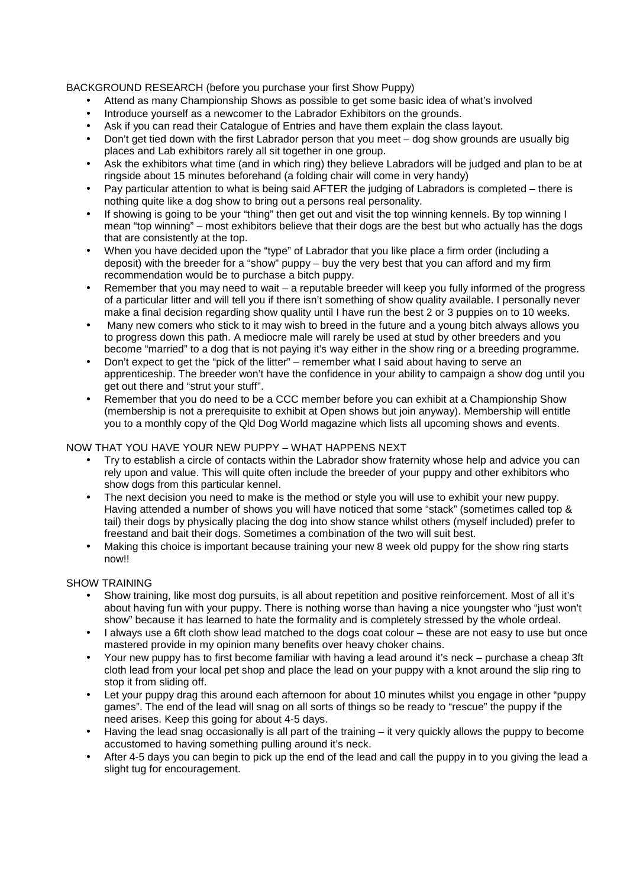BACKGROUND RESEARCH (before you purchase your first Show Puppy)

- Attend as many Championship Shows as possible to get some basic idea of what's involved
- Introduce yourself as a newcomer to the Labrador Exhibitors on the grounds.
- Ask if you can read their Catalogue of Entries and have them explain the class layout.
- Don't get tied down with the first Labrador person that you meet – dog show grounds are usually big places and Lab exhibitors rarely all sit together in one group.
- Ask the exhibitors what time (and in which ring) they believe Labradors will be judged and plan to be at ringside about 15 minutes beforehand (a folding chair will come in very handy)
- Pay particular attention to what is being said AFTER the judging of Labradors is completed – there is nothing quite like a dog show to bring out a persons real personality.
- If showing is going to be your "thing" then get out and visit the top winning kennels. By top winning I mean "top winning" – most exhibitors believe that their dogs are the best but who actually has the dogs that are consistently at the top.
- When you have decided upon the "type" of Labrador that you like place a firm order (including a deposit) with the breeder for a "show" puppy – buy the very best that you can afford and my firm recommendation would be to purchase a bitch puppy.
- Remember that you may need to wait – a reputable breeder will keep you fully informed of the progress of a particular litter and will tell you if there isn't something of show quality available. I personally never make a final decision regarding show quality until I have run the best 2 or 3 puppies on to 10 weeks.
- Many new comers who stick to it may wish to breed in the future and a young bitch always allows you to progress down this path. A mediocre male will rarely be used at stud by other breeders and you become "married" to a dog that is not paying it's way either in the show ring or a breeding programme.
- Don't expect to get the "pick of the litter" – remember what I said about having to serve an apprenticeship. The breeder won't have the confidence in your ability to campaign a show dog until you get out there and "strut your stuff".
- Remember that you do need to be a CCC member before you can exhibit at a Championship Show (membership is not a prerequisite to exhibit at Open shows but join anyway). Membership will entitle you to a monthly copy of the Qld Dog World magazine which lists all upcoming shows and events.

NOW THAT YOU HAVE YOUR NEW PUPPY – WHAT HAPPENS NEXT

- Try to establish a circle of contacts within the Labrador show fraternity whose help and advice you can rely upon and value. This will quite often include the breeder of your puppy and other exhibitors who show dogs from this particular kennel.
- The next decision you need to make is the method or style you will use to exhibit your new puppy. Having attended a number of shows you will have noticed that some "stack" (sometimes called top & tail) their dogs by physically placing the dog into show stance whilst others (myself included) prefer to freestand and bait their dogs. Sometimes a combination of the two will suit best.
- Making this choice is important because training your new 8 week old puppy for the show ring starts now!!

SHOW TRAINING

- Show training, like most dog pursuits, is all about repetition and positive reinforcement. Most of all it's about having fun with your puppy. There is nothing worse than having a nice youngster who "just won't show" because it has learned to hate the formality and is completely stressed by the whole ordeal.
- I always use a 6ft cloth show lead matched to the dogs coat colour – these are not easy to use but once mastered provide in my opinion many benefits over heavy choker chains.
- Your new puppy has to first become familiar with having a lead around it's neck – purchase a cheap 3ft cloth lead from your local pet shop and place the lead on your puppy with a knot around the slip ring to stop it from sliding off.
- Let your puppy drag this around each afternoon for about 10 minutes whilst you engage in other "puppy games". The end of the lead will snag on all sorts of things so be ready to "rescue" the puppy if the need arises. Keep this going for about 4-5 days.
- Having the lead snag occasionally is all part of the training – it very quickly allows the puppy to become accustomed to having something pulling around it's neck.
- After 4-5 days you can begin to pick up the end of the lead and call the puppy in to you giving the lead a slight tug for encouragement.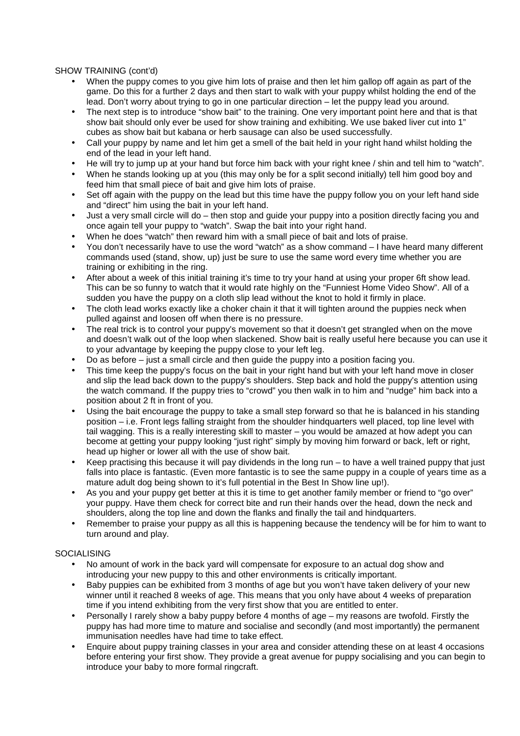## SHOW TRAINING (cont'd)

- When the puppy comes to you give him lots of praise and then let him gallop off again as part of the game. Do this for a further 2 days and then start to walk with your puppy whilst holding the end of the lead. Don't worry about trying to go in one particular direction – let the puppy lead you around.
- The next step is to introduce "show bait" to the training. One very important point here and that is that show bait should only ever be used for show training and exhibiting. We use baked liver cut into 1" cubes as show bait but kabana or herb sausage can also be used successfully.
- Call your puppy by name and let him get a smell of the bait held in your right hand whilst holding the end of the lead in your left hand.
- He will try to jump up at your hand but force him back with your right knee / shin and tell him to "watch".
- When he stands looking up at you (this may only be for a split second initially) tell him good boy and feed him that small piece of bait and give him lots of praise.
- Set off again with the puppy on the lead but this time have the puppy follow you on your left hand side and "direct" him using the bait in your left hand.
- Just a very small circle will do – then stop and guide your puppy into a position directly facing you and once again tell your puppy to "watch". Swap the bait into your right hand.
- When he does "watch" then reward him with a small piece of bait and lots of praise.
- You don't necessarily have to use the word "watch" as a show command – I have heard many different commands used (stand, show, up) just be sure to use the same word every time whether you are training or exhibiting in the ring.
- After about a week of this initial training it's time to try your hand at using your proper 6ft show lead. This can be so funny to watch that it would rate highly on the "Funniest Home Video Show". All of a sudden you have the puppy on a cloth slip lead without the knot to hold it firmly in place.
- The cloth lead works exactly like a choker chain it that it will tighten around the puppies neck when pulled against and loosen off when there is no pressure.
- The real trick is to control your puppy's movement so that it doesn't get strangled when on the move and doesn't walk out of the loop when slackened. Show bait is really useful here because you can use it to your advantage by keeping the puppy close to your left leg.
- Do as before – just a small circle and then guide the puppy into a position facing you.
- This time keep the puppy's focus on the bait in your right hand but with your left hand move in closer and slip the lead back down to the puppy's shoulders. Step back and hold the puppy's attention using the watch command. If the puppy tries to "crowd" you then walk in to him and "nudge" him back into a position about 2 ft in front of you.
- Using the bait encourage the puppy to take a small step forward so that he is balanced in his standing position – i.e. Front legs falling straight from the shoulder hindquarters well placed, top line level with tail wagging. This is a really interesting skill to master – you would be amazed at how adept you can become at getting your puppy looking "just right" simply by moving him forward or back, left or right, head up higher or lower all with the use of show bait.
- Keep practising this because it will pay dividends in the long run – to have a well trained puppy that just falls into place is fantastic. (Even more fantastic is to see the same puppy in a couple of years time as a mature adult dog being shown to it's full potential in the Best In Show line up!).
- As you and your puppy get better at this it is time to get another family member or friend to "go over" your puppy. Have them check for correct bite and run their hands over the head, down the neck and shoulders, along the top line and down the flanks and finally the tail and hindquarters.
- Remember to praise your puppy as all this is happening because the tendency will be for him to want to turn around and play.

## SOCIALISING

- No amount of work in the back yard will compensate for exposure to an actual dog show and introducing your new puppy to this and other environments is critically important.
- Baby puppies can be exhibited from 3 months of age but you won't have taken delivery of your new winner until it reached 8 weeks of age. This means that you only have about 4 weeks of preparation time if you intend exhibiting from the very first show that you are entitled to enter.
- Personally I rarely show a baby puppy before 4 months of age – my reasons are twofold. Firstly the puppy has had more time to mature and socialise and secondly (and most importantly) the permanent immunisation needles have had time to take effect.
- Enquire about puppy training classes in your area and consider attending these on at least 4 occasions before entering your first show. They provide a great avenue for puppy socialising and you can begin to introduce your baby to more formal ringcraft.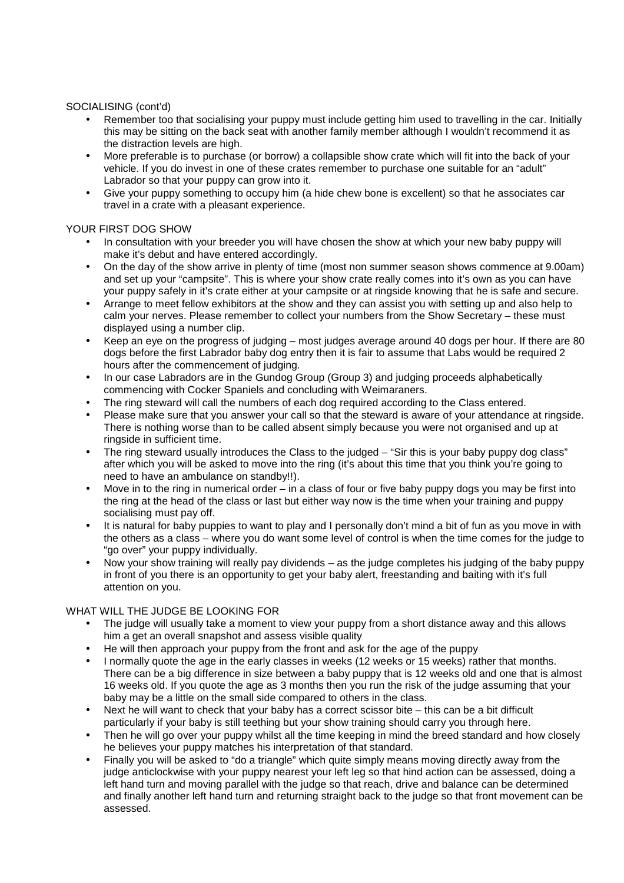SOCIALISING (cont'd)

- Remember too that socialising your puppy must include getting him used to travelling in the car. Initially this may be sitting on the back seat with another family member although I wouldn't recommend it as the distraction levels are high.
- More preferable is to purchase (or borrow) a collapsible show crate which will fit into the back of your vehicle. If you do invest in one of these crates remember to purchase one suitable for an "adult" Labrador so that your puppy can grow into it.
- Give your puppy something to occupy him (a hide chew bone is excellent) so that he associates car travel in a crate with a pleasant experience.

YOUR FIRST DOG SHOW

- In consultation with your breeder you will have chosen the show at which your new baby puppy will make it's debut and have entered accordingly.
- On the day of the show arrive in plenty of time (most non summer season shows commence at 9.00am) and set up your "campsite". This is where your show crate really comes into it's own as you can have your puppy safely in it's crate either at your campsite or at ringside knowing that he is safe and secure.
- Arrange to meet fellow exhibitors at the show and they can assist you with setting up and also help to calm your nerves. Please remember to collect your numbers from the Show Secretary – these must displayed using a number clip.
- Keep an eye on the progress of judging – most judges average around 40 dogs per hour. If there are 80 dogs before the first Labrador baby dog entry then it is fair to assume that Labs would be required 2 hours after the commencement of judging.
- In our case Labradors are in the Gundog Group (Group 3) and judging proceeds alphabetically commencing with Cocker Spaniels and concluding with Weimaraners.
- The ring steward will call the numbers of each dog required according to the Class entered.
- Please make sure that you answer your call so that the steward is aware of your attendance at ringside. There is nothing worse than to be called absent simply because you were not organised and up at ringside in sufficient time.
- The ring steward usually introduces the Class to the judged – "Sir this is your baby puppy dog class" after which you will be asked to move into the ring (it's about this time that you think you're going to need to have an ambulance on standby!!).
- Move in to the ring in numerical order – in a class of four or five baby puppy dogs you may be first into the ring at the head of the class or last but either way now is the time when your training and puppy socialising must pay off.
- It is natural for baby puppies to want to play and I personally don't mind a bit of fun as you move in with the others as a class – where you do want some level of control is when the time comes for the judge to "go over" your puppy individually.
- Now your show training will really pay dividends – as the judge completes his judging of the baby puppy in front of you there is an opportunity to get your baby alert, freestanding and baiting with it's full attention on you.

WHAT WILL THE JUDGE BE LOOKING FOR

- The judge will usually take a moment to view your puppy from a short distance away and this allows him a get an overall snapshot and assess visible quality
- He will then approach your puppy from the front and ask for the age of the puppy
- I normally quote the age in the early classes in weeks (12 weeks or 15 weeks) rather that months. There can be a big difference in size between a baby puppy that is 12 weeks old and one that is almost 16 weeks old. If you quote the age as 3 months then you run the risk of the judge assuming that your baby may be a little on the small side compared to others in the class.
- Next he will want to check that your baby has a correct scissor bite – this can be a bit difficult particularly if your baby is still teething but your show training should carry you through here.
- Then he will go over your puppy whilst all the time keeping in mind the breed standard and how closely he believes your puppy matches his interpretation of that standard.
- Finally you will be asked to "do a triangle" which quite simply means moving directly away from the judge anticlockwise with your puppy nearest your left leg so that hind action can be assessed, doing a left hand turn and moving parallel with the judge so that reach, drive and balance can be determined and finally another left hand turn and returning straight back to the judge so that front movement can be assessed.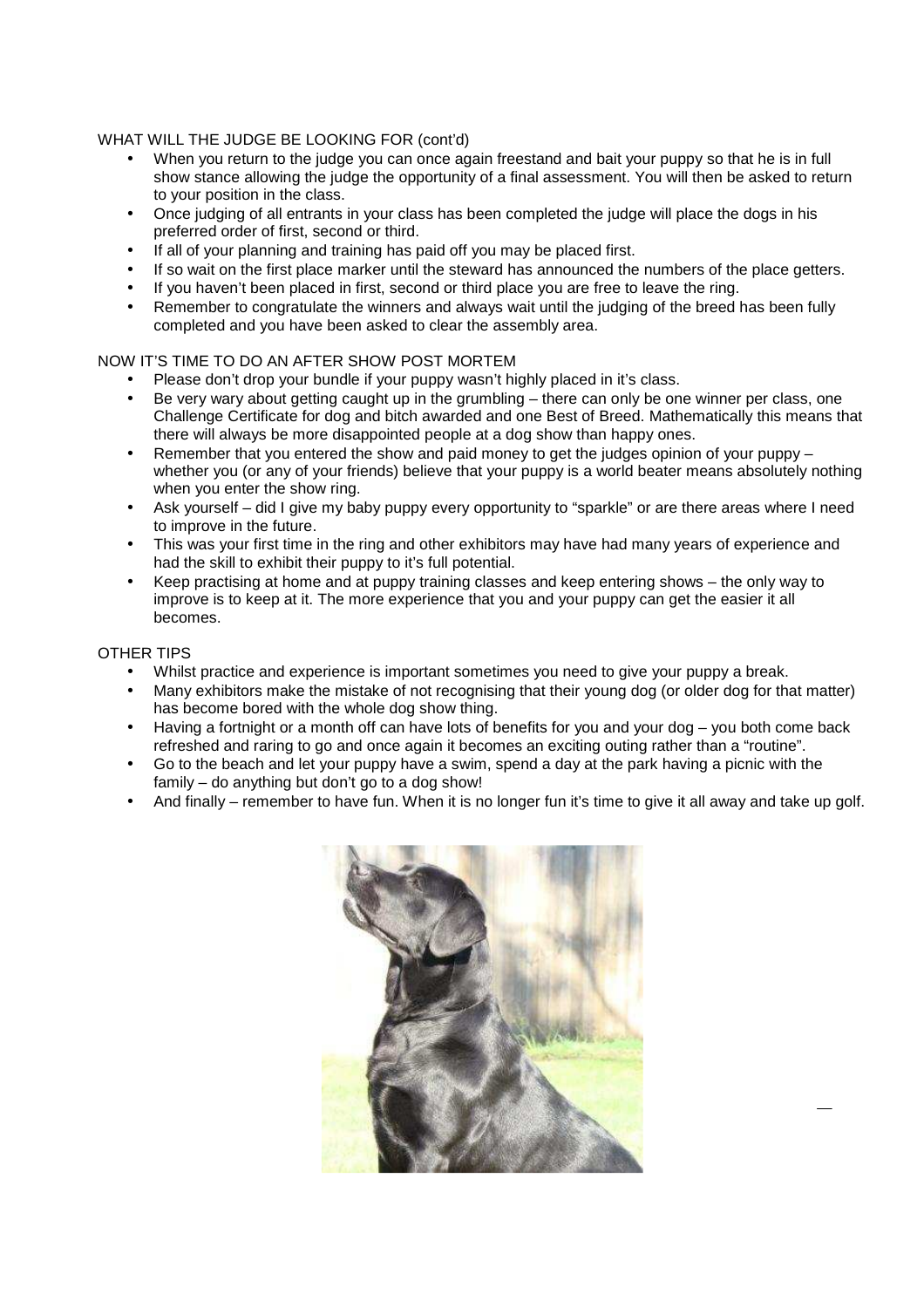WHAT WILL THE JUDGE BE LOOKING FOR (cont'd)

- When you return to the judge you can once again freestand and bait your puppy so that he is in full show stance allowing the judge the opportunity of a final assessment. You will then be asked to return to your position in the class.
- Once judging of all entrants in your class has been completed the judge will place the dogs in his preferred order of first, second or third.
- If all of your planning and training has paid off you may be placed first.
- If so wait on the first place marker until the steward has announced the numbers of the place getters.
- If you haven't been placed in first, second or third place you are free to leave the ring.
- Remember to congratulate the winners and always wait until the judging of the breed has been fully completed and you have been asked to clear the assembly area.

NOW IT'S TIME TO DO AN AFTER SHOW POST MORTEM

- Please don't drop your bundle if your puppy wasn't highly placed in it's class.
- Be very wary about getting caught up in the grumbling – there can only be one winner per class, one Challenge Certificate for dog and bitch awarded and one Best of Breed. Mathematically this means that there will always be more disappointed people at a dog show than happy ones.
- Remember that you entered the show and paid money to get the judges opinion of your puppy – whether you (or any of your friends) believe that your puppy is a world beater means absolutely nothing when you enter the show ring.
- Ask yourself – did I give my baby puppy every opportunity to "sparkle" or are there areas where I need to improve in the future.
- This was your first time in the ring and other exhibitors may have had many years of experience and had the skill to exhibit their puppy to it's full potential.
- Keep practising at home and at puppy training classes and keep entering shows – the only way to improve is to keep at it. The more experience that you and your puppy can get the easier it all becomes.

OTHER TIPS

- Whilst practice and experience is important sometimes you need to give your puppy a break.
- Many exhibitors make the mistake of not recognising that their young dog (or older dog for that matter) has become bored with the whole dog show thing.
- Having a fortnight or a month off can have lots of benefits for you and your dog – you both come back refreshed and raring to go and once again it becomes an exciting outing rather than a "routine".
- Go to the beach and let your puppy have a swim, spend a day at the park having a picnic with the family – do anything but don't go to a dog show!
- And finally – remember to have fun. When it is no longer fun it's time to give it all away and take up golf.